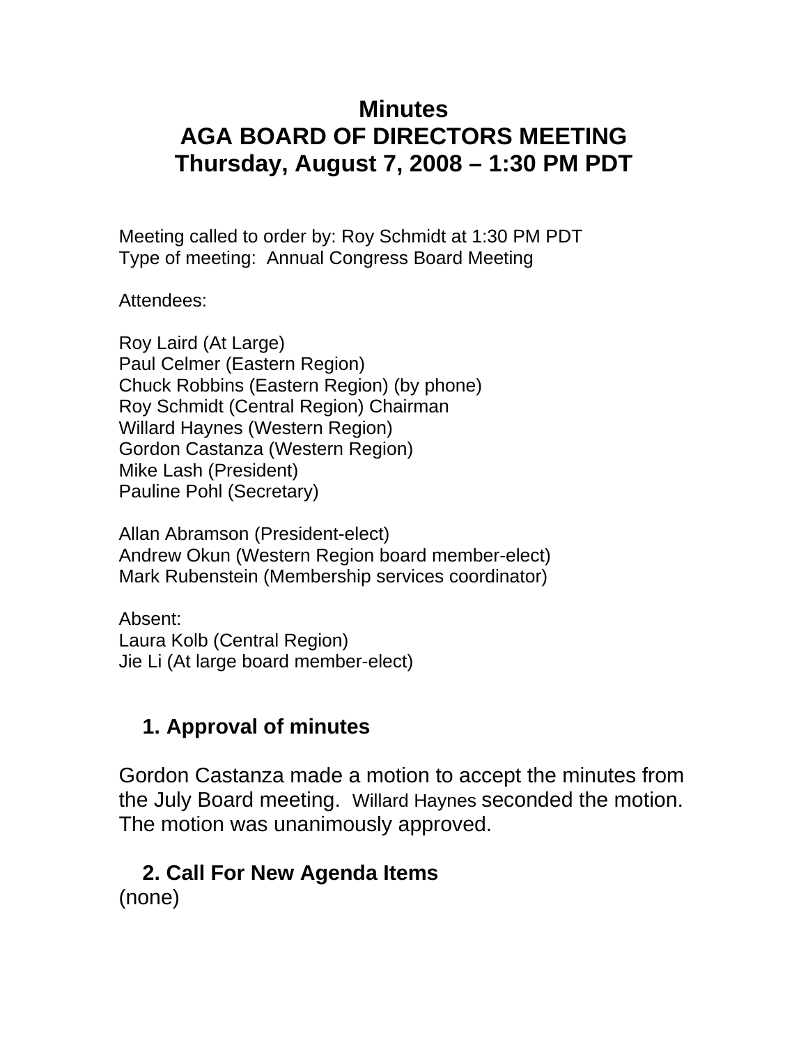# Minutes
# AGA BOARD OF DIRECTORS MEETING
# Thursday, August 7, 2008 – 1:30 PM PDT

Meeting called to order by: Roy Schmidt at 1:30 PM PDT
Type of meeting: Annual Congress Board Meeting

Attendees:

Roy Laird (At Large)
Paul Celmer (Eastern Region)
Chuck Robbins (Eastern Region) (by phone)
Roy Schmidt (Central Region) Chairman
Willard Haynes (Western Region)
Gordon Castanza (Western Region)
Mike Lash (President)
Pauline Pohl (Secretary)

Allan Abramson (President-elect)
Andrew Okun (Western Region board member-elect)
Mark Rubenstein (Membership services coordinator)

Absent:
Laura Kolb (Central Region)
Jie Li (At large board member-elect)

## 1. Approval of minutes

Gordon Castanza made a motion to accept the minutes from the July Board meeting. Willard Haynes seconded the motion. The motion was unanimously approved.

## 2. Call For New Agenda Items

(none)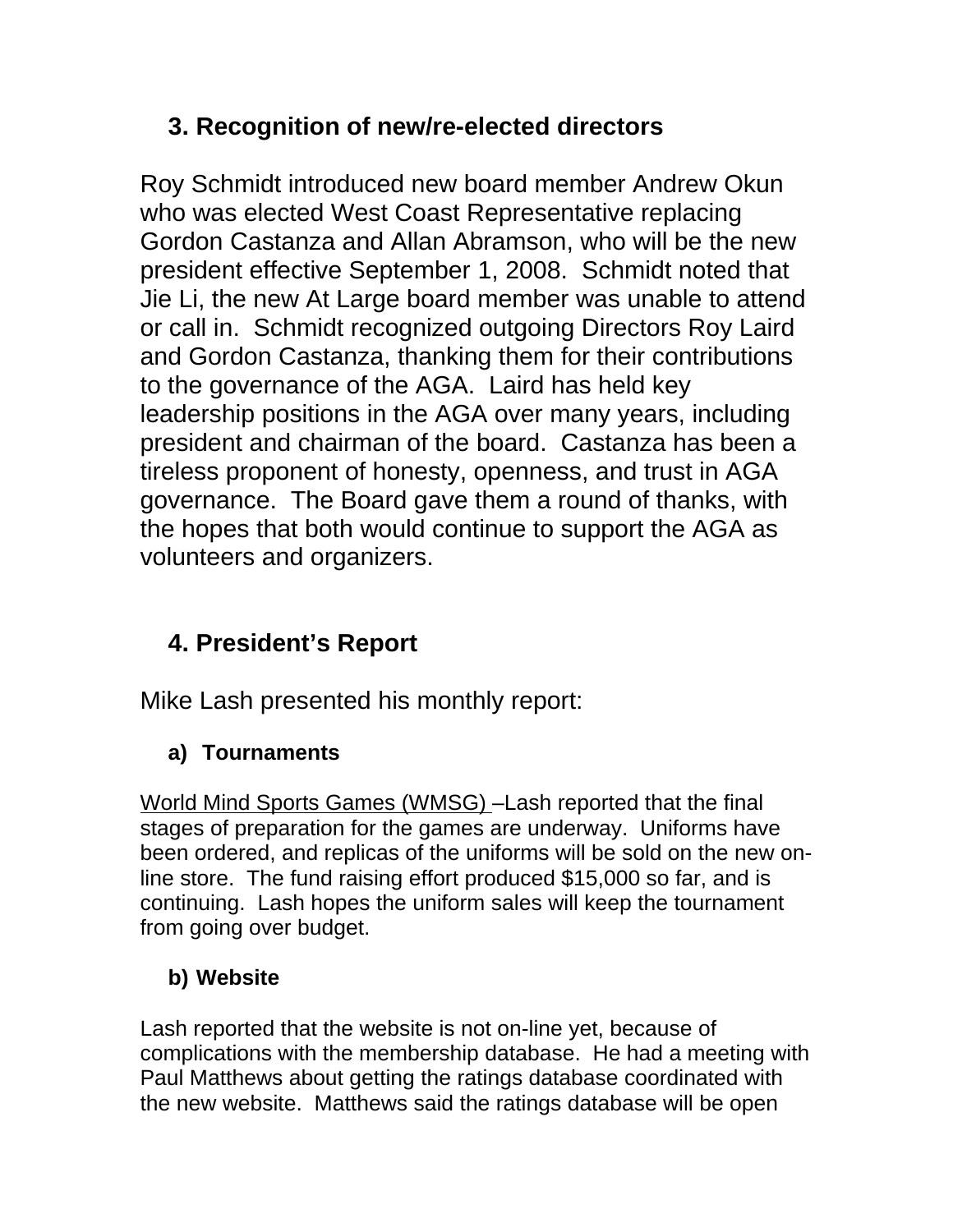## 3. Recognition of new/re-elected directors

Roy Schmidt introduced new board member Andrew Okun who was elected West Coast Representative replacing Gordon Castanza and Allan Abramson, who will be the new president effective September 1, 2008. Schmidt noted that Jie Li, the new At Large board member was unable to attend or call in. Schmidt recognized outgoing Directors Roy Laird and Gordon Castanza, thanking them for their contributions to the governance of the AGA. Laird has held key leadership positions in the AGA over many years, including president and chairman of the board. Castanza has been a tireless proponent of honesty, openness, and trust in AGA governance. The Board gave them a round of thanks, with the hopes that both would continue to support the AGA as volunteers and organizers.

## 4. President's Report

Mike Lash presented his monthly report:

### a) Tournaments

World Mind Sports Games (WMSG) –Lash reported that the final stages of preparation for the games are underway. Uniforms have been ordered, and replicas of the uniforms will be sold on the new on-line store. The fund raising effort produced $15,000 so far, and is continuing. Lash hopes the uniform sales will keep the tournament from going over budget.

### b) Website

Lash reported that the website is not on-line yet, because of complications with the membership database. He had a meeting with Paul Matthews about getting the ratings database coordinated with the new website. Matthews said the ratings database will be open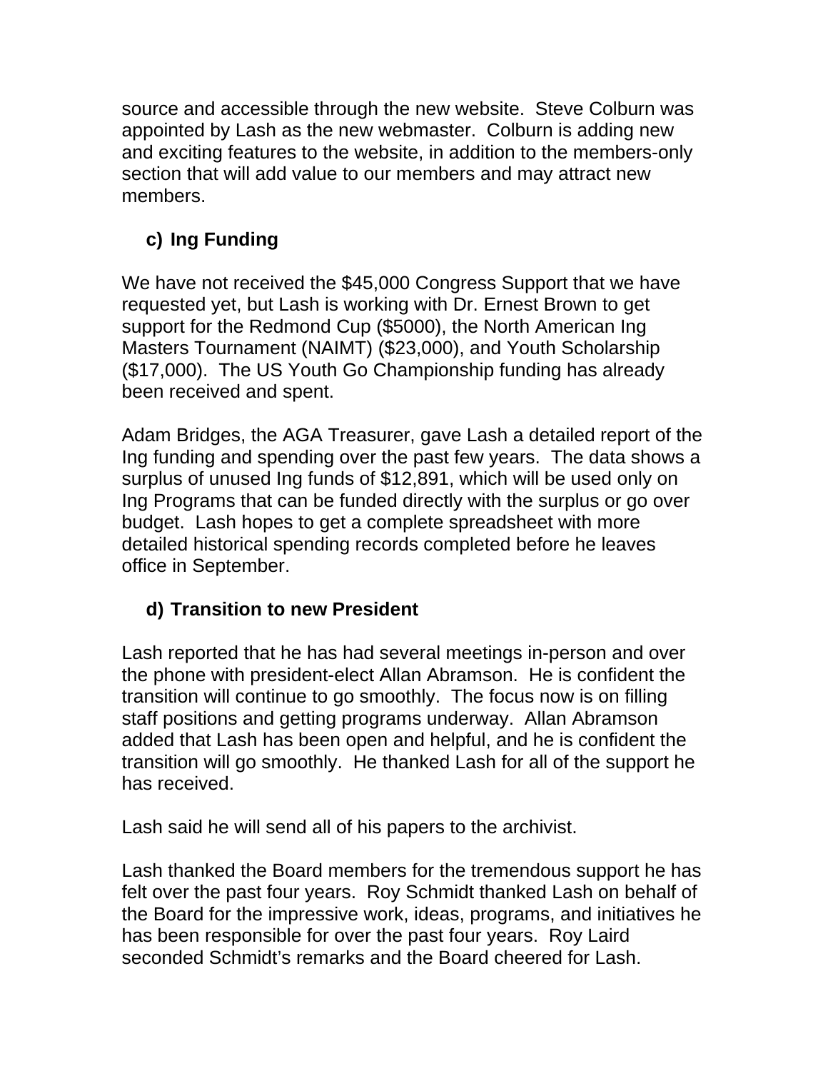source and accessible through the new website. Steve Colburn was appointed by Lash as the new webmaster. Colburn is adding new and exciting features to the website, in addition to the members-only section that will add value to our members and may attract new members.

**c) Ing Funding**

We have not received the $45,000 Congress Support that we have requested yet, but Lash is working with Dr. Ernest Brown to get support for the Redmond Cup ($5000), the North American Ing Masters Tournament (NAIMT) ($23,000), and Youth Scholarship ($17,000). The US Youth Go Championship funding has already been received and spent.

Adam Bridges, the AGA Treasurer, gave Lash a detailed report of the Ing funding and spending over the past few years. The data shows a surplus of unused Ing funds of $12,891, which will be used only on Ing Programs that can be funded directly with the surplus or go over budget. Lash hopes to get a complete spreadsheet with more detailed historical spending records completed before he leaves office in September.

**d) Transition to new President**

Lash reported that he has had several meetings in-person and over the phone with president-elect Allan Abramson. He is confident the transition will continue to go smoothly. The focus now is on filling staff positions and getting programs underway. Allan Abramson added that Lash has been open and helpful, and he is confident the transition will go smoothly. He thanked Lash for all of the support he has received.

Lash said he will send all of his papers to the archivist.

Lash thanked the Board members for the tremendous support he has felt over the past four years. Roy Schmidt thanked Lash on behalf of the Board for the impressive work, ideas, programs, and initiatives he has been responsible for over the past four years. Roy Laird seconded Schmidt's remarks and the Board cheered for Lash.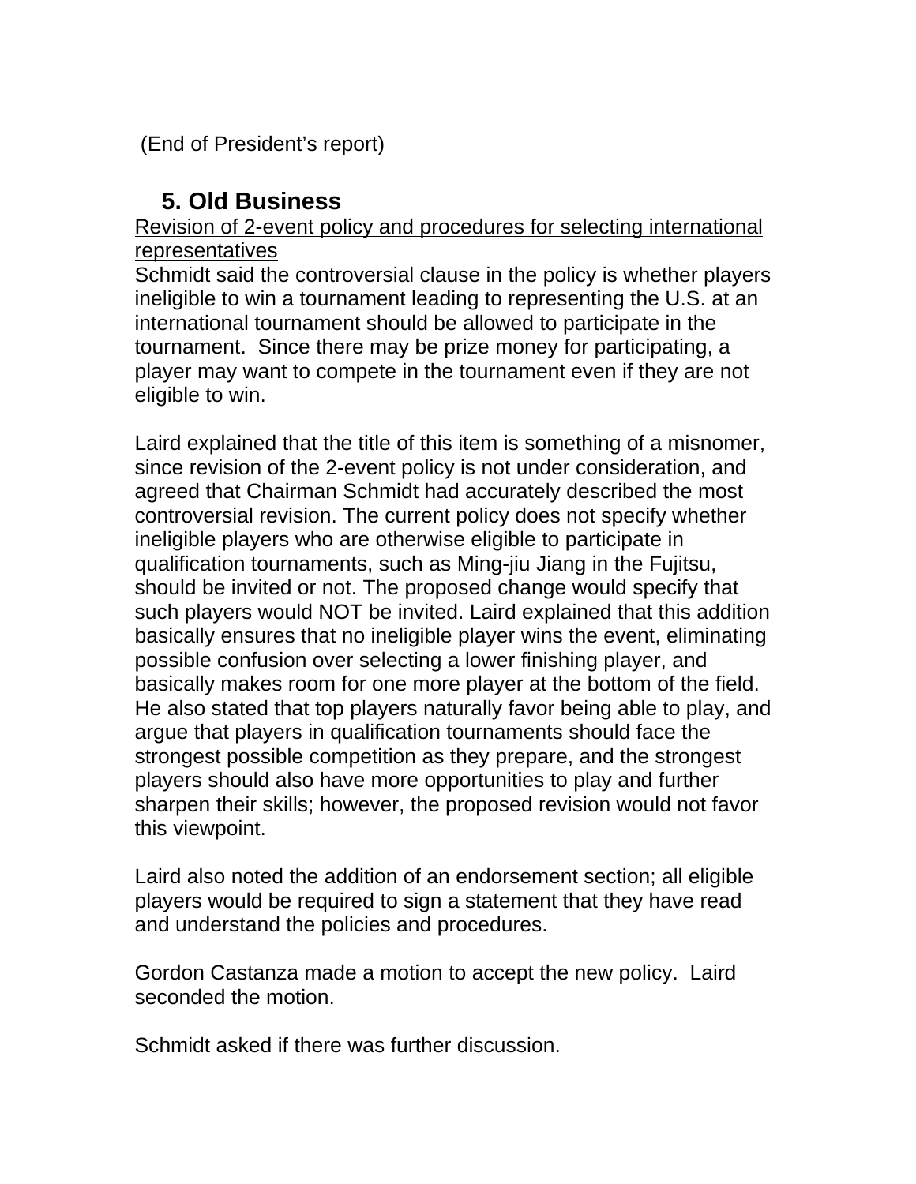(End of President's report)

## 5. Old Business

<u>Revision of 2-event policy and procedures for selecting international representatives</u>

Schmidt said the controversial clause in the policy is whether players ineligible to win a tournament leading to representing the U.S. at an international tournament should be allowed to participate in the tournament. Since there may be prize money for participating, a player may want to compete in the tournament even if they are not eligible to win.

Laird explained that the title of this item is something of a misnomer, since revision of the 2-event policy is not under consideration, and agreed that Chairman Schmidt had accurately described the most controversial revision. The current policy does not specify whether ineligible players who are otherwise eligible to participate in qualification tournaments, such as Ming-jiu Jiang in the Fujitsu, should be invited or not. The proposed change would specify that such players would NOT be invited. Laird explained that this addition basically ensures that no ineligible player wins the event, eliminating possible confusion over selecting a lower finishing player, and basically makes room for one more player at the bottom of the field. He also stated that top players naturally favor being able to play, and argue that players in qualification tournaments should face the strongest possible competition as they prepare, and the strongest players should also have more opportunities to play and further sharpen their skills; however, the proposed revision would not favor this viewpoint.

Laird also noted the addition of an endorsement section; all eligible players would be required to sign a statement that they have read and understand the policies and procedures.

Gordon Castanza made a motion to accept the new policy. Laird seconded the motion.

Schmidt asked if there was further discussion.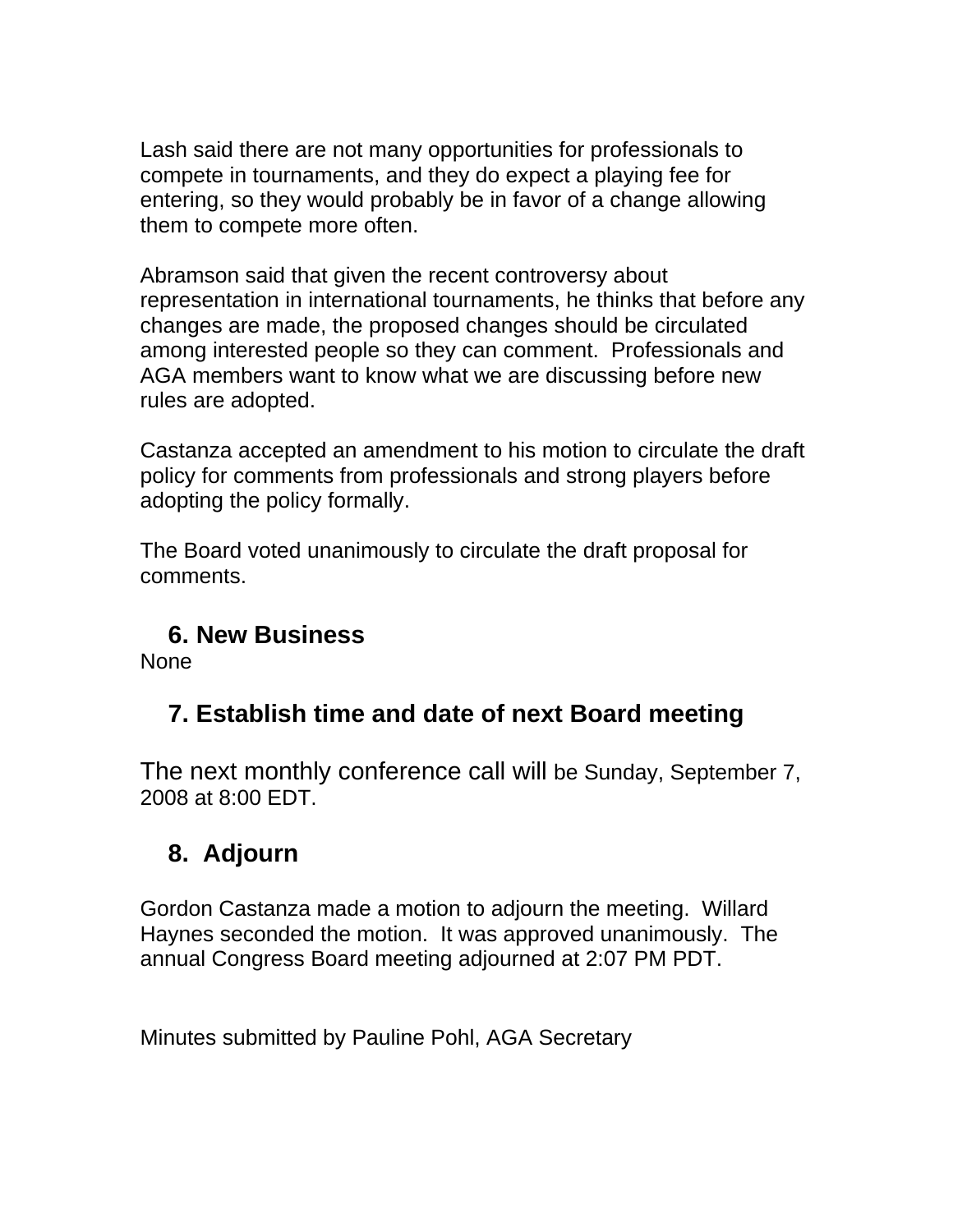Lash said there are not many opportunities for professionals to compete in tournaments, and they do expect a playing fee for entering, so they would probably be in favor of a change allowing them to compete more often.

Abramson said that given the recent controversy about representation in international tournaments, he thinks that before any changes are made, the proposed changes should be circulated among interested people so they can comment. Professionals and AGA members want to know what we are discussing before new rules are adopted.

Castanza accepted an amendment to his motion to circulate the draft policy for comments from professionals and strong players before adopting the policy formally.

The Board voted unanimously to circulate the draft proposal for comments.

## 6. New Business

None

## 7. Establish time and date of next Board meeting

The next monthly conference call will be Sunday, September 7, 2008 at 8:00 EDT.

## 8. Adjourn

Gordon Castanza made a motion to adjourn the meeting. Willard Haynes seconded the motion. It was approved unanimously. The annual Congress Board meeting adjourned at 2:07 PM PDT.

Minutes submitted by Pauline Pohl, AGA Secretary